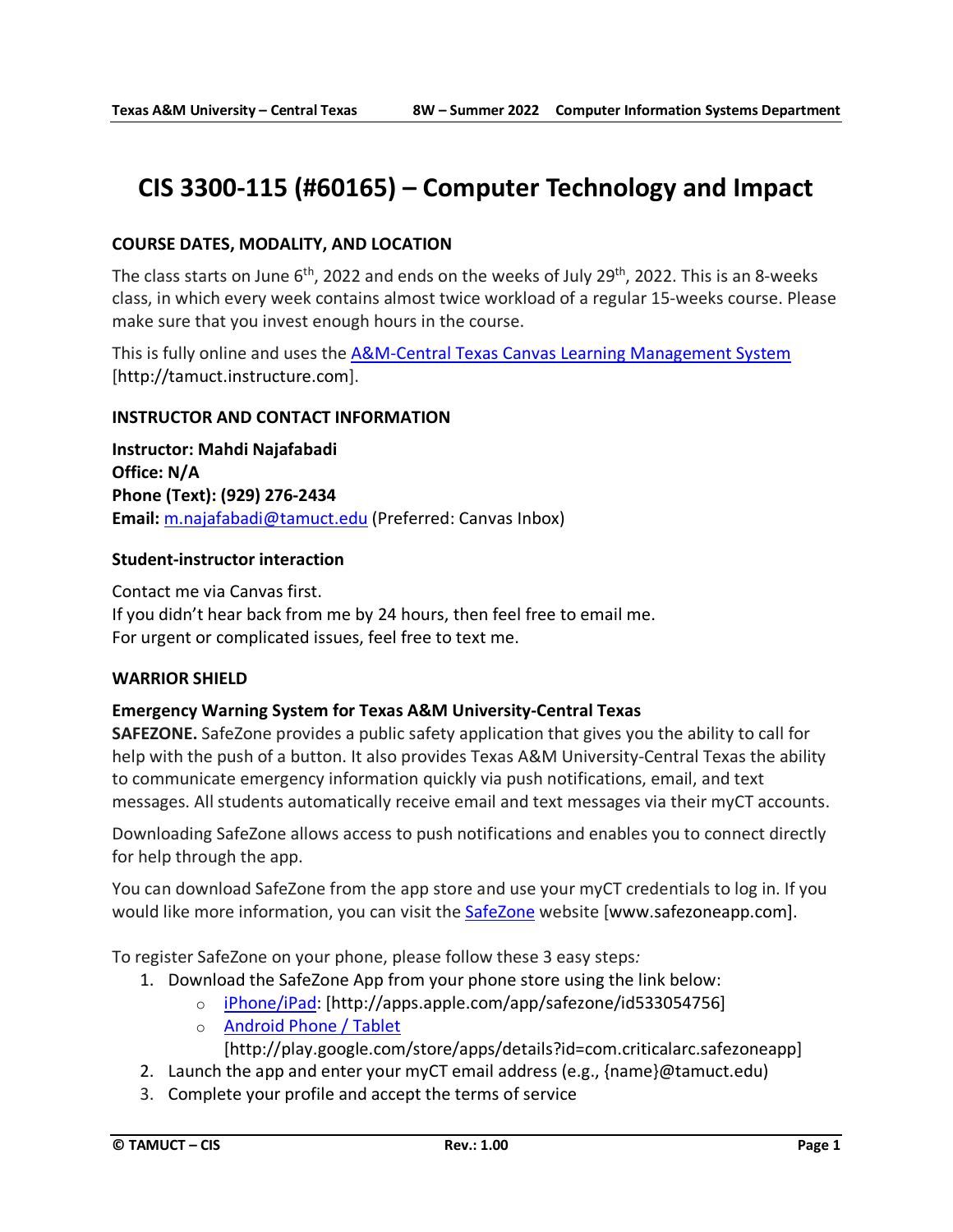# CIS 3300-115 (#60165) – Computer Technology and Impact

## COURSE DATES, MODALITY, AND LOCATION

The class starts on June 6th, 2022 and ends on the weeks of July 29th, 2022. This is an 8-weeks class, in which every week contains almost twice workload of a regular 15-weeks course. Please make sure that you invest enough hours in the course.

This is fully online and uses the [A&M-Central Texas Canvas Learning Management System](http://tamuct.instructure.com) [http://tamuct.instructure.com].

## INSTRUCTOR AND CONTACT INFORMATION

**Instructor: Mahdi Najafabadi**
**Office: N/A**
**Phone (Text): (929) 276-2434**
**Email:** m.najafabadi@tamuct.edu (Preferred: Canvas Inbox)

### Student-instructor interaction

Contact me via Canvas first.
If you didn't hear back from me by 24 hours, then feel free to email me.
For urgent or complicated issues, feel free to text me.

## WARRIOR SHIELD

### Emergency Warning System for Texas A&M University-Central Texas

**SAFEZONE.** SafeZone provides a public safety application that gives you the ability to call for help with the push of a button. It also provides Texas A&M University-Central Texas the ability to communicate emergency information quickly via push notifications, email, and text messages. All students automatically receive email and text messages via their myCT accounts.

Downloading SafeZone allows access to push notifications and enables you to connect directly for help through the app.

You can download SafeZone from the app store and use your myCT credentials to log in. If you would like more information, you can visit the [SafeZone](http://www.safezoneapp.com) website [www.safezoneapp.com].

To register SafeZone on your phone, please follow these 3 easy steps*:*

1. Download the SafeZone App from your phone store using the link below:
   - [iPhone/iPad](http://apps.apple.com/app/safezone/id533054756): [http://apps.apple.com/app/safezone/id533054756]
   - [Android Phone / Tablet](http://play.google.com/store/apps/details?id=com.criticalarc.safezoneapp) [http://play.google.com/store/apps/details?id=com.criticalarc.safezoneapp]
2. Launch the app and enter your myCT email address (e.g., {name}@tamuct.edu)
3. Complete your profile and accept the terms of service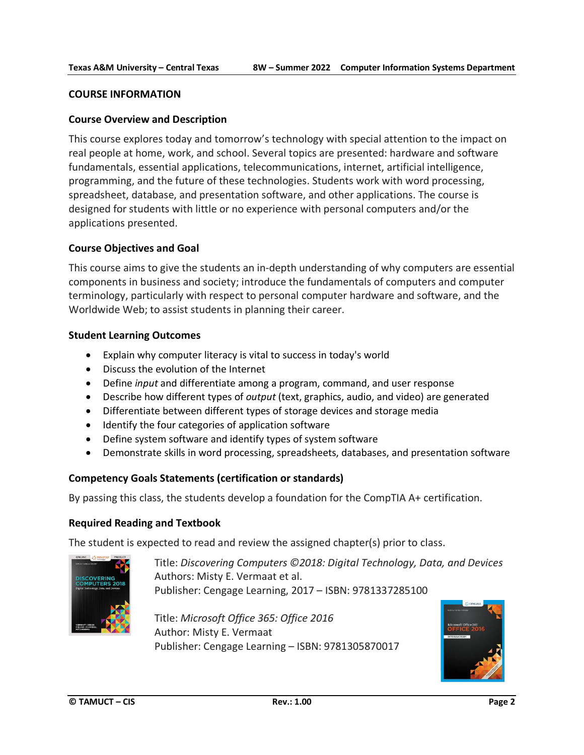## COURSE INFORMATION

### Course Overview and Description

This course explores today and tomorrow's technology with special attention to the impact on real people at home, work, and school. Several topics are presented: hardware and software fundamentals, essential applications, telecommunications, internet, artificial intelligence, programming, and the future of these technologies. Students work with word processing, spreadsheet, database, and presentation software, and other applications. The course is designed for students with little or no experience with personal computers and/or the applications presented.

### Course Objectives and Goal

This course aims to give the students an in-depth understanding of why computers are essential components in business and society; introduce the fundamentals of computers and computer terminology, particularly with respect to personal computer hardware and software, and the Worldwide Web; to assist students in planning their career.

### Student Learning Outcomes

- Explain why computer literacy is vital to success in today's world
- Discuss the evolution of the Internet
- Define *input* and differentiate among a program, command, and user response
- Describe how different types of *output* (text, graphics, audio, and video) are generated
- Differentiate between different types of storage devices and storage media
- Identify the four categories of application software
- Define system software and identify types of system software
- Demonstrate skills in word processing, spreadsheets, databases, and presentation software

### Competency Goals Statements (certification or standards)

By passing this class, the students develop a foundation for the CompTIA A+ certification.

### Required Reading and Textbook

The student is expected to read and review the assigned chapter(s) prior to class.

Title: *Discovering Computers ©2018: Digital Technology, Data, and Devices*
Authors: Misty E. Vermaat et al.
Publisher: Cengage Learning, 2017 – ISBN: 9781337285100

Title: *Microsoft Office 365: Office 2016*
Author: Misty E. Vermaat
Publisher: Cengage Learning – ISBN: 9781305870017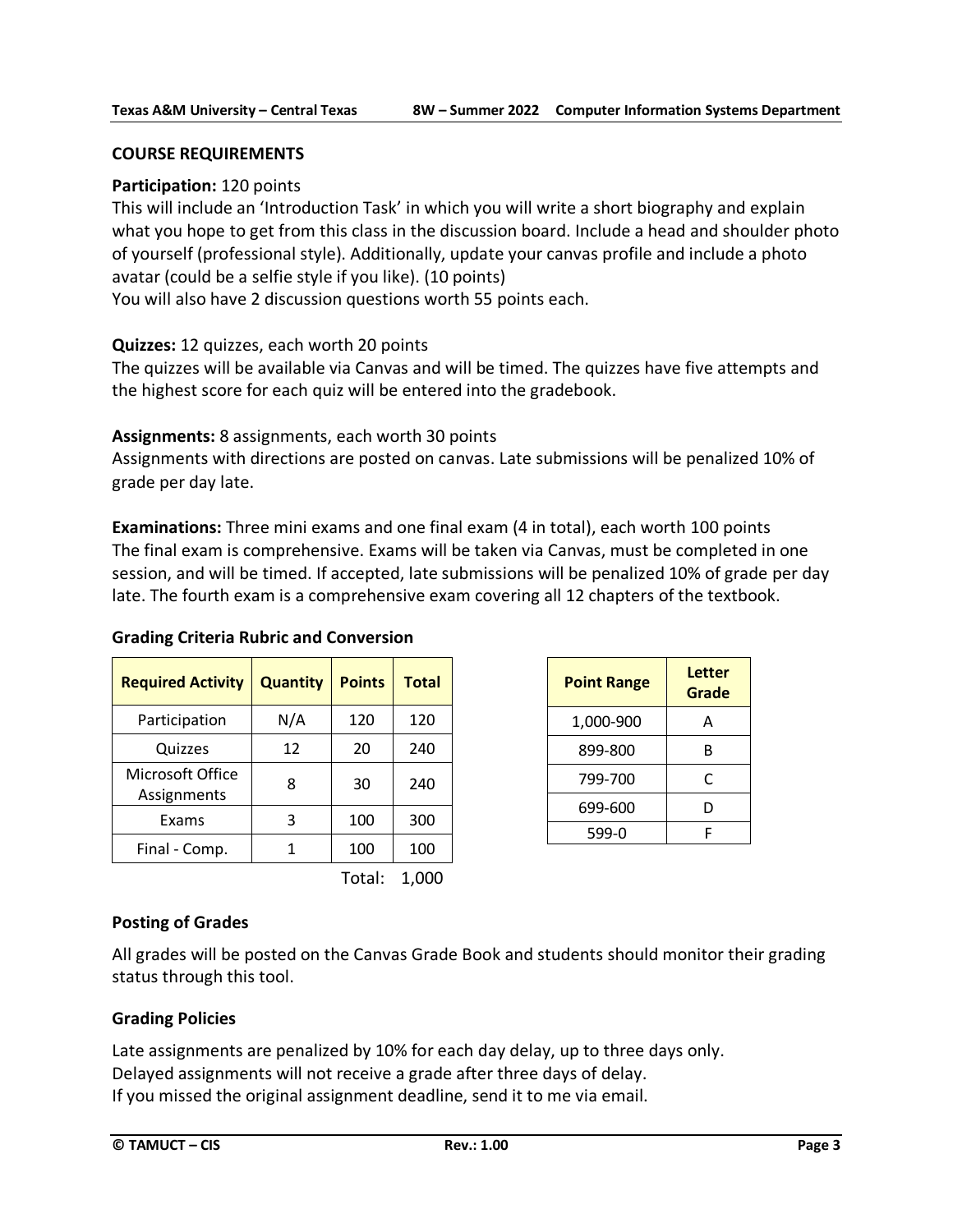## COURSE REQUIREMENTS

**Participation:** 120 points
This will include an 'Introduction Task' in which you will write a short biography and explain what you hope to get from this class in the discussion board. Include a head and shoulder photo of yourself (professional style). Additionally, update your canvas profile and include a photo avatar (could be a selfie style if you like). (10 points)
You will also have 2 discussion questions worth 55 points each.

**Quizzes:** 12 quizzes, each worth 20 points
The quizzes will be available via Canvas and will be timed. The quizzes have five attempts and the highest score for each quiz will be entered into the gradebook.

**Assignments:** 8 assignments, each worth 30 points
Assignments with directions are posted on canvas. Late submissions will be penalized 10% of grade per day late.

**Examinations:** Three mini exams and one final exam (4 in total), each worth 100 points
The final exam is comprehensive. Exams will be taken via Canvas, must be completed in one session, and will be timed. If accepted, late submissions will be penalized 10% of grade per day late. The fourth exam is a comprehensive exam covering all 12 chapters of the textbook.

### Grading Criteria Rubric and Conversion

| Required Activity | Quantity | Points | Total |
|---|---|---|---|
| Participation | N/A | 120 | 120 |
| Quizzes | 12 | 20 | 240 |
| Microsoft Office Assignments | 8 | 30 | 240 |
| Exams | 3 | 100 | 300 |
| Final - Comp. | 1 | 100 | 100 |
| | | Total: | 1,000 |

| Point Range | Letter Grade |
|---|---|
| 1,000-900 | A |
| 899-800 | B |
| 799-700 | C |
| 699-600 | D |
| 599-0 | F |

### Posting of Grades

All grades will be posted on the Canvas Grade Book and students should monitor their grading status through this tool.

### Grading Policies

Late assignments are penalized by 10% for each day delay, up to three days only.
Delayed assignments will not receive a grade after three days of delay.
If you missed the original assignment deadline, send it to me via email.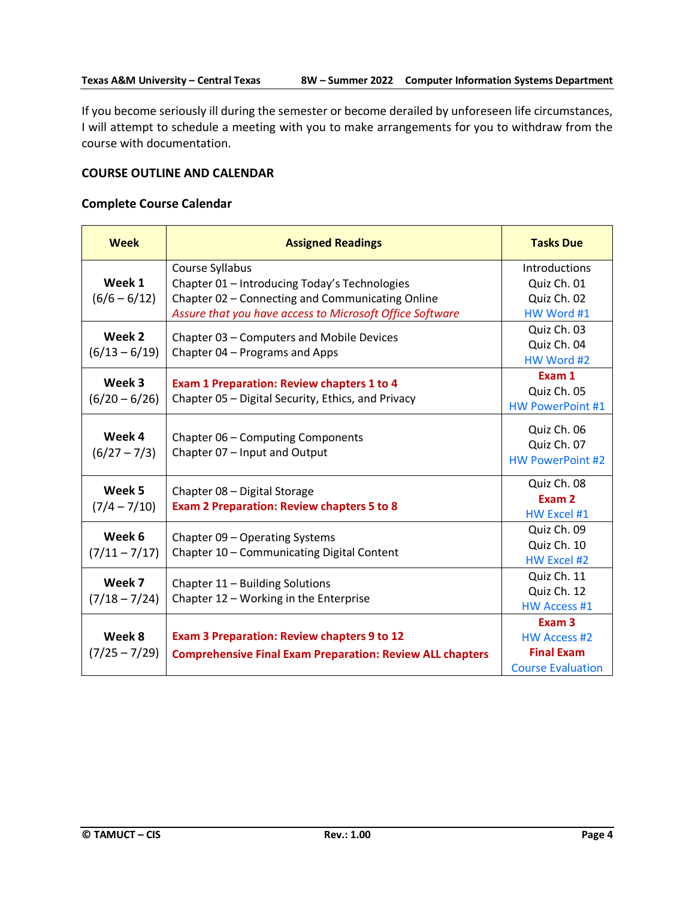If you become seriously ill during the semester or become derailed by unforeseen life circumstances, I will attempt to schedule a meeting with you to make arrangements for you to withdraw from the course with documentation.

## COURSE OUTLINE AND CALENDAR

### Complete Course Calendar

| Week | Assigned Readings | Tasks Due |
|---|---|---|
| **Week 1** (6/6 – 6/12) | Course Syllabus<br>Chapter 01 – Introducing Today's Technologies<br>Chapter 02 – Connecting and Communicating Online<br>*Assure that you have access to Microsoft Office Software* | Introductions<br>Quiz Ch. 01<br>Quiz Ch. 02<br>HW Word #1 |
| **Week 2** (6/13 – 6/19) | Chapter 03 – Computers and Mobile Devices<br>Chapter 04 – Programs and Apps | Quiz Ch. 03<br>Quiz Ch. 04<br>HW Word #2 |
| **Week 3** (6/20 – 6/26) | **Exam 1 Preparation: Review chapters 1 to 4**<br>Chapter 05 – Digital Security, Ethics, and Privacy | **Exam 1**<br>Quiz Ch. 05<br>HW PowerPoint #1 |
| **Week 4** (6/27 – 7/3) | Chapter 06 – Computing Components<br>Chapter 07 – Input and Output | Quiz Ch. 06<br>Quiz Ch. 07<br>HW PowerPoint #2 |
| **Week 5** (7/4 – 7/10) | Chapter 08 – Digital Storage<br>**Exam 2 Preparation: Review chapters 5 to 8** | Quiz Ch. 08<br>**Exam 2**<br>HW Excel #1 |
| **Week 6** (7/11 – 7/17) | Chapter 09 – Operating Systems<br>Chapter 10 – Communicating Digital Content | Quiz Ch. 09<br>Quiz Ch. 10<br>HW Excel #2 |
| **Week 7** (7/18 – 7/24) | Chapter 11 – Building Solutions<br>Chapter 12 – Working in the Enterprise | Quiz Ch. 11<br>Quiz Ch. 12<br>HW Access #1 |
| **Week 8** (7/25 – 7/29) | **Exam 3 Preparation: Review chapters 9 to 12**<br>**Comprehensive Final Exam Preparation: Review ALL chapters** | **Exam 3**<br>HW Access #2<br>**Final Exam**<br>Course Evaluation |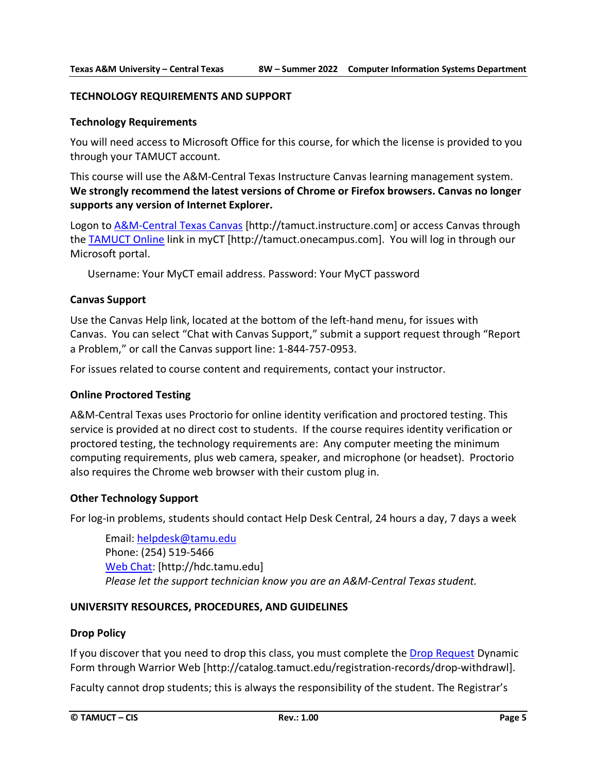## TECHNOLOGY REQUIREMENTS AND SUPPORT

### Technology Requirements

You will need access to Microsoft Office for this course, for which the license is provided to you through your TAMUCT account.

This course will use the A&M-Central Texas Instructure Canvas learning management system. **We strongly recommend the latest versions of Chrome or Firefox browsers. Canvas no longer supports any version of Internet Explorer.**

Logon to [A&M-Central Texas Canvas](http://tamuct.instructure.com) [http://tamuct.instructure.com] or access Canvas through the [TAMUCT Online](http://tamuct.onecampus.com) link in myCT [http://tamuct.onecampus.com]. You will log in through our Microsoft portal.

Username: Your MyCT email address. Password: Your MyCT password

### Canvas Support

Use the Canvas Help link, located at the bottom of the left-hand menu, for issues with Canvas. You can select "Chat with Canvas Support," submit a support request through "Report a Problem," or call the Canvas support line: 1-844-757-0953.

For issues related to course content and requirements, contact your instructor.

### Online Proctored Testing

A&M-Central Texas uses Proctorio for online identity verification and proctored testing. This service is provided at no direct cost to students. If the course requires identity verification or proctored testing, the technology requirements are: Any computer meeting the minimum computing requirements, plus web camera, speaker, and microphone (or headset). Proctorio also requires the Chrome web browser with their custom plug in.

### Other Technology Support

For log-in problems, students should contact Help Desk Central, 24 hours a day, 7 days a week

Email: [helpdesk@tamu.edu](mailto:helpdesk@tamu.edu)
Phone: (254) 519-5466
[Web Chat](http://hdc.tamu.edu): [http://hdc.tamu.edu]
*Please let the support technician know you are an A&M-Central Texas student.*

## UNIVERSITY RESOURCES, PROCEDURES, AND GUIDELINES

### Drop Policy

If you discover that you need to drop this class, you must complete the [Drop Request](http://catalog.tamuct.edu/registration-records/drop-withdrawl) Dynamic Form through Warrior Web [http://catalog.tamuct.edu/registration-records/drop-withdrawl].

Faculty cannot drop students; this is always the responsibility of the student. The Registrar's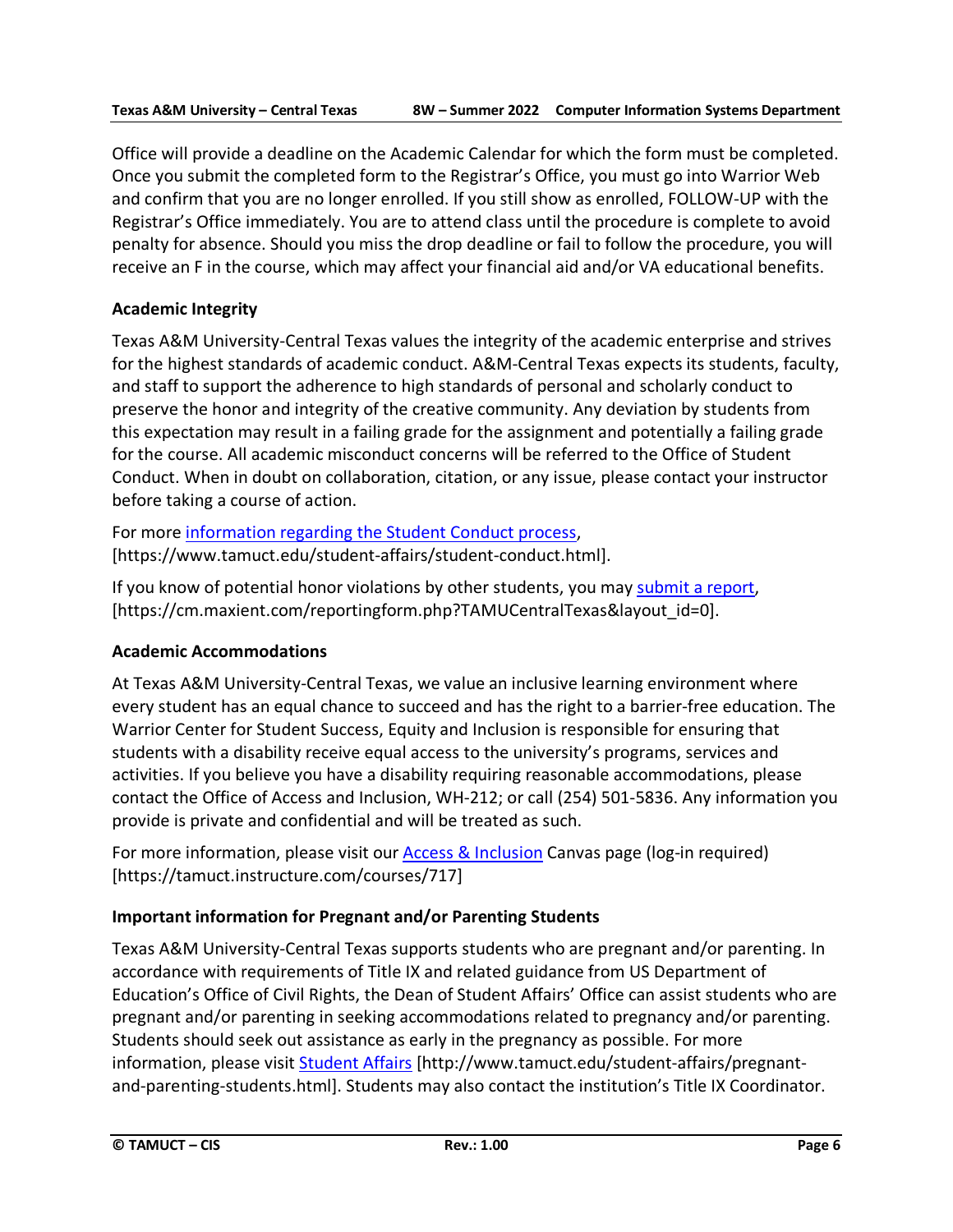Office will provide a deadline on the Academic Calendar for which the form must be completed. Once you submit the completed form to the Registrar's Office, you must go into Warrior Web and confirm that you are no longer enrolled. If you still show as enrolled, FOLLOW-UP with the Registrar's Office immediately. You are to attend class until the procedure is complete to avoid penalty for absence. Should you miss the drop deadline or fail to follow the procedure, you will receive an F in the course, which may affect your financial aid and/or VA educational benefits.

### Academic Integrity

Texas A&M University-Central Texas values the integrity of the academic enterprise and strives for the highest standards of academic conduct. A&M-Central Texas expects its students, faculty, and staff to support the adherence to high standards of personal and scholarly conduct to preserve the honor and integrity of the creative community. Any deviation by students from this expectation may result in a failing grade for the assignment and potentially a failing grade for the course. All academic misconduct concerns will be referred to the Office of Student Conduct. When in doubt on collaboration, citation, or any issue, please contact your instructor before taking a course of action.

For more information regarding the Student Conduct process, [https://www.tamuct.edu/student-affairs/student-conduct.html].

If you know of potential honor violations by other students, you may submit a report, [https://cm.maxient.com/reportingform.php?TAMUCentralTexas&layout_id=0].

### Academic Accommodations

At Texas A&M University-Central Texas, we value an inclusive learning environment where every student has an equal chance to succeed and has the right to a barrier-free education. The Warrior Center for Student Success, Equity and Inclusion is responsible for ensuring that students with a disability receive equal access to the university's programs, services and activities. If you believe you have a disability requiring reasonable accommodations, please contact the Office of Access and Inclusion, WH-212; or call (254) 501-5836. Any information you provide is private and confidential and will be treated as such.

For more information, please visit our Access & Inclusion Canvas page (log-in required) [https://tamuct.instructure.com/courses/717]

### Important information for Pregnant and/or Parenting Students

Texas A&M University-Central Texas supports students who are pregnant and/or parenting. In accordance with requirements of Title IX and related guidance from US Department of Education's Office of Civil Rights, the Dean of Student Affairs' Office can assist students who are pregnant and/or parenting in seeking accommodations related to pregnancy and/or parenting. Students should seek out assistance as early in the pregnancy as possible. For more information, please visit Student Affairs [http://www.tamuct.edu/student-affairs/pregnant-and-parenting-students.html]. Students may also contact the institution's Title IX Coordinator.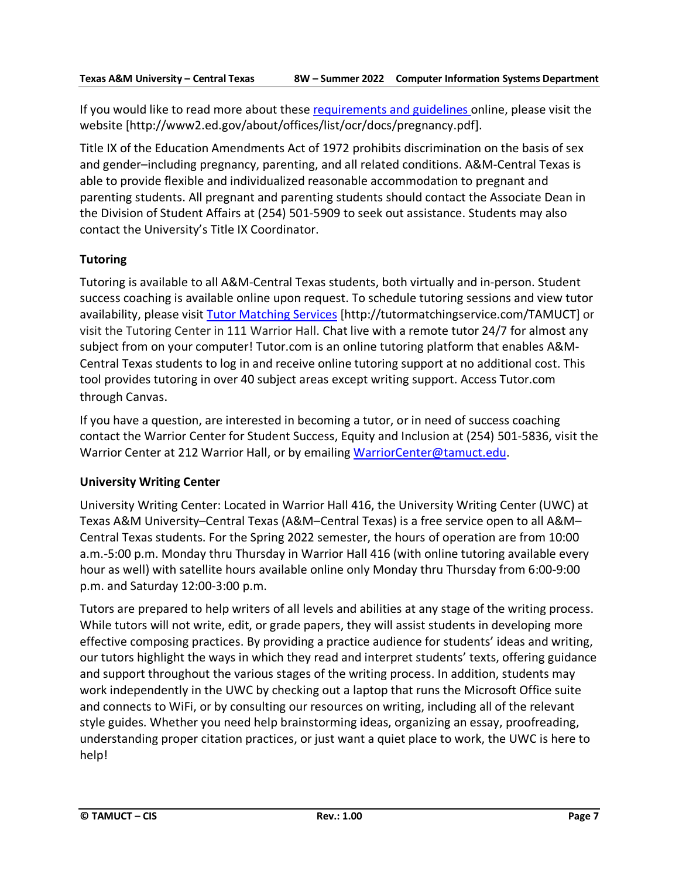If you would like to read more about these [requirements and guidelines](http://www2.ed.gov/about/offices/list/ocr/docs/pregnancy.pdf) online, please visit the website [http://www2.ed.gov/about/offices/list/ocr/docs/pregnancy.pdf].

Title IX of the Education Amendments Act of 1972 prohibits discrimination on the basis of sex and gender–including pregnancy, parenting, and all related conditions. A&M-Central Texas is able to provide flexible and individualized reasonable accommodation to pregnant and parenting students. All pregnant and parenting students should contact the Associate Dean in the Division of Student Affairs at (254) 501-5909 to seek out assistance. Students may also contact the University's Title IX Coordinator.

### Tutoring

Tutoring is available to all A&M-Central Texas students, both virtually and in-person. Student success coaching is available online upon request. To schedule tutoring sessions and view tutor availability, please visit [Tutor Matching Services](http://tutormatchingservice.com/TAMUCT) [http://tutormatchingservice.com/TAMUCT] or visit the Tutoring Center in 111 Warrior Hall. Chat live with a remote tutor 24/7 for almost any subject from on your computer! Tutor.com is an online tutoring platform that enables A&M-Central Texas students to log in and receive online tutoring support at no additional cost. This tool provides tutoring in over 40 subject areas except writing support. Access Tutor.com through Canvas.

If you have a question, are interested in becoming a tutor, or in need of success coaching contact the Warrior Center for Student Success, Equity and Inclusion at (254) 501-5836, visit the Warrior Center at 212 Warrior Hall, or by emailing [WarriorCenter@tamuct.edu](mailto:WarriorCenter@tamuct.edu).

### University Writing Center

University Writing Center: Located in Warrior Hall 416, the University Writing Center (UWC) at Texas A&M University–Central Texas (A&M–Central Texas) is a free service open to all A&M–Central Texas students. For the Spring 2022 semester, the hours of operation are from 10:00 a.m.-5:00 p.m. Monday thru Thursday in Warrior Hall 416 (with online tutoring available every hour as well) with satellite hours available online only Monday thru Thursday from 6:00-9:00 p.m. and Saturday 12:00-3:00 p.m.

Tutors are prepared to help writers of all levels and abilities at any stage of the writing process. While tutors will not write, edit, or grade papers, they will assist students in developing more effective composing practices. By providing a practice audience for students' ideas and writing, our tutors highlight the ways in which they read and interpret students' texts, offering guidance and support throughout the various stages of the writing process. In addition, students may work independently in the UWC by checking out a laptop that runs the Microsoft Office suite and connects to WiFi, or by consulting our resources on writing, including all of the relevant style guides. Whether you need help brainstorming ideas, organizing an essay, proofreading, understanding proper citation practices, or just want a quiet place to work, the UWC is here to help!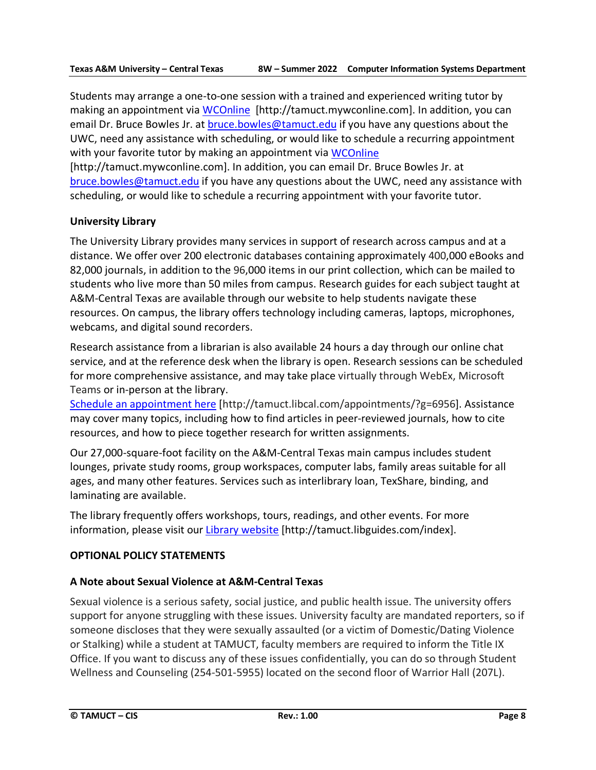Students may arrange a one-to-one session with a trained and experienced writing tutor by making an appointment via [WCOnline](http://tamuct.mywconline.com) [http://tamuct.mywconline.com]. In addition, you can email Dr. Bruce Bowles Jr. at [bruce.bowles@tamuct.edu](mailto:bruce.bowles@tamuct.edu) if you have any questions about the UWC, need any assistance with scheduling, or would like to schedule a recurring appointment with your favorite tutor by making an appointment via [WCOnline](http://tamuct.mywconline.com) [http://tamuct.mywconline.com]. In addition, you can email Dr. Bruce Bowles Jr. at [bruce.bowles@tamuct.edu](mailto:bruce.bowles@tamuct.edu) if you have any questions about the UWC, need any assistance with scheduling, or would like to schedule a recurring appointment with your favorite tutor.

### University Library

The University Library provides many services in support of research across campus and at a distance. We offer over 200 electronic databases containing approximately 400,000 eBooks and 82,000 journals, in addition to the 96,000 items in our print collection, which can be mailed to students who live more than 50 miles from campus. Research guides for each subject taught at A&M-Central Texas are available through our website to help students navigate these resources. On campus, the library offers technology including cameras, laptops, microphones, webcams, and digital sound recorders.

Research assistance from a librarian is also available 24 hours a day through our online chat service, and at the reference desk when the library is open. Research sessions can be scheduled for more comprehensive assistance, and may take place virtually through WebEx, Microsoft Teams or in-person at the library.
[Schedule an appointment here](http://tamuct.libcal.com/appointments/?g=6956) [http://tamuct.libcal.com/appointments/?g=6956]. Assistance may cover many topics, including how to find articles in peer-reviewed journals, how to cite resources, and how to piece together research for written assignments.

Our 27,000-square-foot facility on the A&M-Central Texas main campus includes student lounges, private study rooms, group workspaces, computer labs, family areas suitable for all ages, and many other features. Services such as interlibrary loan, TexShare, binding, and laminating are available.

The library frequently offers workshops, tours, readings, and other events. For more information, please visit our [Library website](http://tamuct.libguides.com/index) [http://tamuct.libguides.com/index].

## OPTIONAL POLICY STATEMENTS

### A Note about Sexual Violence at A&M-Central Texas

Sexual violence is a serious safety, social justice, and public health issue. The university offers support for anyone struggling with these issues. University faculty are mandated reporters, so if someone discloses that they were sexually assaulted (or a victim of Domestic/Dating Violence or Stalking) while a student at TAMUCT, faculty members are required to inform the Title IX Office. If you want to discuss any of these issues confidentially, you can do so through Student Wellness and Counseling (254-501-5955) located on the second floor of Warrior Hall (207L).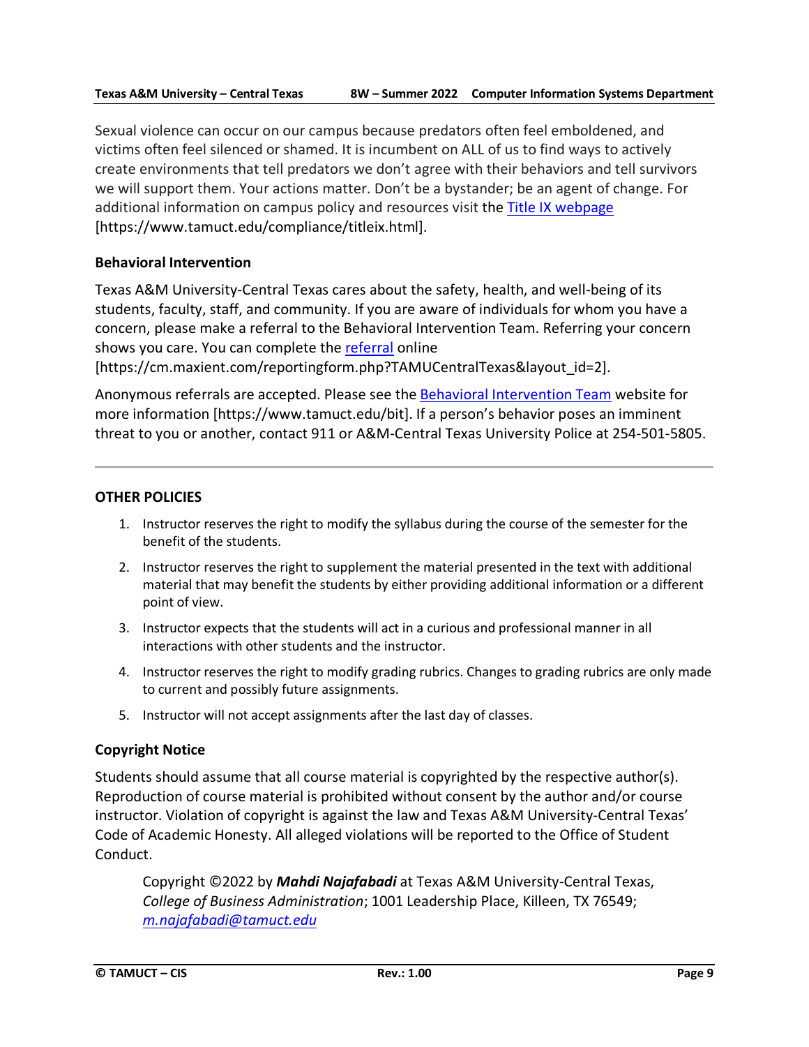Sexual violence can occur on our campus because predators often feel emboldened, and victims often feel silenced or shamed. It is incumbent on ALL of us to find ways to actively create environments that tell predators we don't agree with their behaviors and tell survivors we will support them. Your actions matter. Don't be a bystander; be an agent of change. For additional information on campus policy and resources visit the Title IX webpage [https://www.tamuct.edu/compliance/titleix.html].

### Behavioral Intervention

Texas A&M University-Central Texas cares about the safety, health, and well-being of its students, faculty, staff, and community. If you are aware of individuals for whom you have a concern, please make a referral to the Behavioral Intervention Team. Referring your concern shows you care. You can complete the referral online [https://cm.maxient.com/reportingform.php?TAMUCentralTexas&layout_id=2].

Anonymous referrals are accepted. Please see the Behavioral Intervention Team website for more information [https://www.tamuct.edu/bit]. If a person's behavior poses an imminent threat to you or another, contact 911 or A&M-Central Texas University Police at 254-501-5805.

---

## OTHER POLICIES

1. Instructor reserves the right to modify the syllabus during the course of the semester for the benefit of the students.
2. Instructor reserves the right to supplement the material presented in the text with additional material that may benefit the students by either providing additional information or a different point of view.
3. Instructor expects that the students will act in a curious and professional manner in all interactions with other students and the instructor.
4. Instructor reserves the right to modify grading rubrics. Changes to grading rubrics are only made to current and possibly future assignments.
5. Instructor will not accept assignments after the last day of classes.

### Copyright Notice

Students should assume that all course material is copyrighted by the respective author(s). Reproduction of course material is prohibited without consent by the author and/or course instructor. Violation of copyright is against the law and Texas A&M University-Central Texas' Code of Academic Honesty. All alleged violations will be reported to the Office of Student Conduct.

> Copyright ©2022 by ***Mahdi Najafabadi*** at Texas A&M University-Central Texas, *College of Business Administration*; 1001 Leadership Place, Killeen, TX 76549; *m.najafabadi@tamuct.edu*